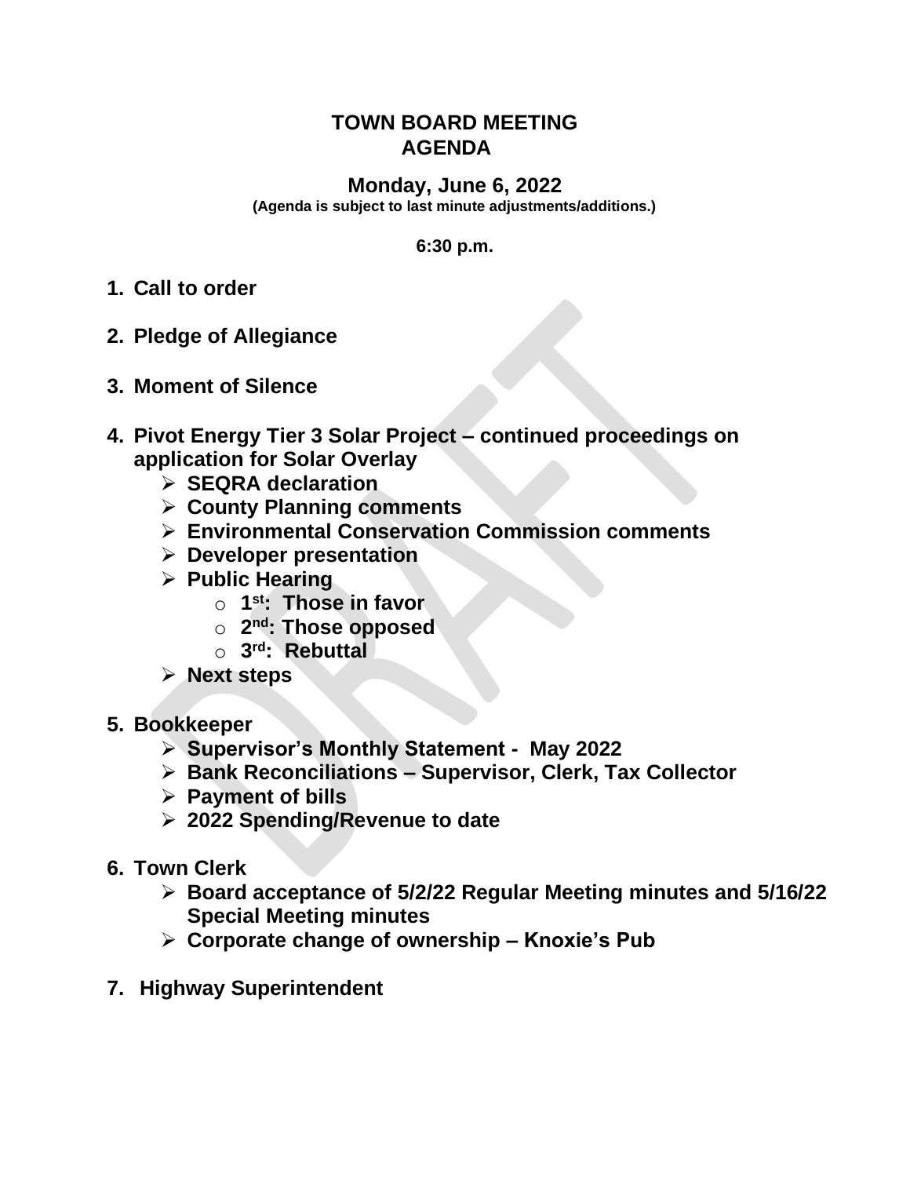# TOWN BOARD MEETING
# AGENDA

## Monday, June 6, 2022

**(Agenda is subject to last minute adjustments/additions.)**

**6:30 p.m.**

1. **Call to order**

2. **Pledge of Allegiance**

3. **Moment of Silence**

4. **Pivot Energy Tier 3 Solar Project – continued proceedings on application for Solar Overlay**
   - **SEQRA declaration**
   - **County Planning comments**
   - **Environmental Conservation Commission comments**
   - **Developer presentation**
   - **Public Hearing**
     - **1st: Those in favor**
     - **2nd: Those opposed**
     - **3rd: Rebuttal**
   - **Next steps**

5. **Bookkeeper**
   - **Supervisor's Monthly Statement - May 2022**
   - **Bank Reconciliations – Supervisor, Clerk, Tax Collector**
   - **Payment of bills**
   - **2022 Spending/Revenue to date**

6. **Town Clerk**
   - **Board acceptance of 5/2/22 Regular Meeting minutes and 5/16/22 Special Meeting minutes**
   - **Corporate change of ownership – Knoxie's Pub**

7. **Highway Superintendent**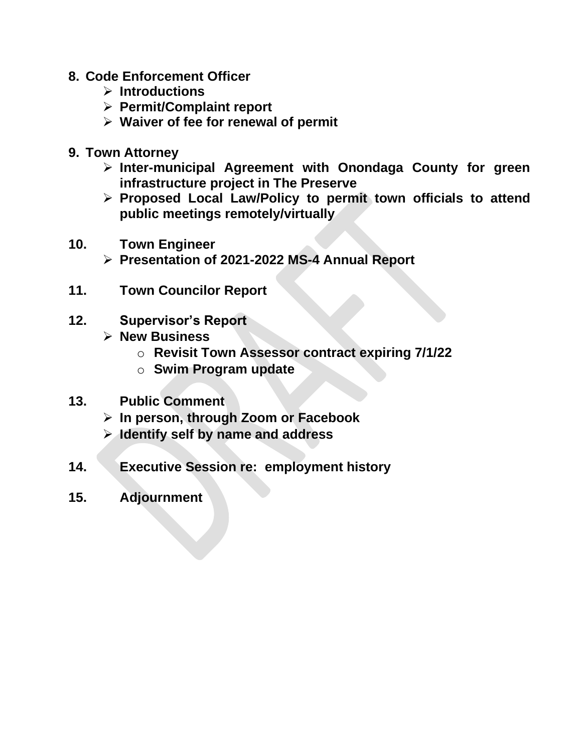**8. Code Enforcement Officer**
- **Introductions**
- **Permit/Complaint report**
- **Waiver of fee for renewal of permit**

**9. Town Attorney**
- **Inter-municipal Agreement with Onondaga County for green infrastructure project in The Preserve**
- **Proposed Local Law/Policy to permit town officials to attend public meetings remotely/virtually**

**10. Town Engineer**
- **Presentation of 2021-2022 MS-4 Annual Report**

**11. Town Councilor Report**

**12. Supervisor's Report**
- **New Business**
  - **Revisit Town Assessor contract expiring 7/1/22**
  - **Swim Program update**

**13. Public Comment**
- **In person, through Zoom or Facebook**
- **Identify self by name and address**

**14. Executive Session re: employment history**

**15. Adjournment**

DRAFT